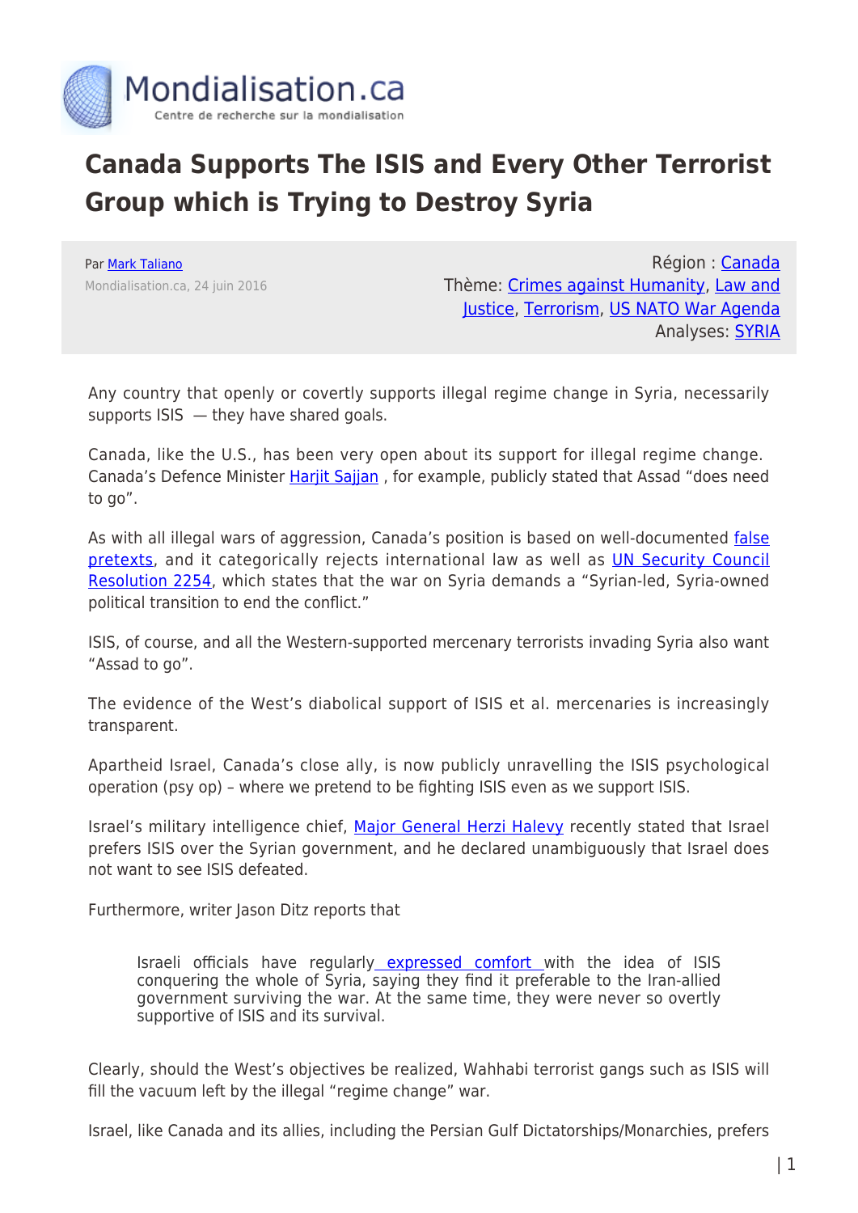# Canada Supports The ISIS and Every Other Terrorist Group which is Trying to Destroy Syria

Par Mark Taliano
Mondialisation.ca, 24 juin 2016

Région : Canada
Thème: Crimes against Humanity, Law and Justice, Terrorism, US NATO War Agenda
Analyses: SYRIA

Any country that openly or covertly supports illegal regime change in Syria, necessarily supports ISIS — they have shared goals.

Canada, like the U.S., has been very open about its support for illegal regime change. Canada's Defence Minister Harjit Sajjan , for example, publicly stated that Assad "does need to go".

As with all illegal wars of aggression, Canada's position is based on well-documented false pretexts, and it categorically rejects international law as well as UN Security Council Resolution 2254, which states that the war on Syria demands a "Syrian-led, Syria-owned political transition to end the conflict."

ISIS, of course, and all the Western-supported mercenary terrorists invading Syria also want "Assad to go".

The evidence of the West's diabolical support of ISIS et al. mercenaries is increasingly transparent.

Apartheid Israel, Canada's close ally, is now publicly unravelling the ISIS psychological operation (psy op) – where we pretend to be fighting ISIS even as we support ISIS.

Israel's military intelligence chief, Major General Herzi Halevy recently stated that Israel prefers ISIS over the Syrian government, and he declared unambiguously that Israel does not want to see ISIS defeated.

Furthermore, writer Jason Ditz reports that

> Israeli officials have regularly expressed comfort with the idea of ISIS conquering the whole of Syria, saying they find it preferable to the Iran-allied government surviving the war. At the same time, they were never so overtly supportive of ISIS and its survival.

Clearly, should the West's objectives be realized, Wahhabi terrorist gangs such as ISIS will fill the vacuum left by the illegal "regime change" war.

Israel, like Canada and its allies, including the Persian Gulf Dictatorships/Monarchies, prefers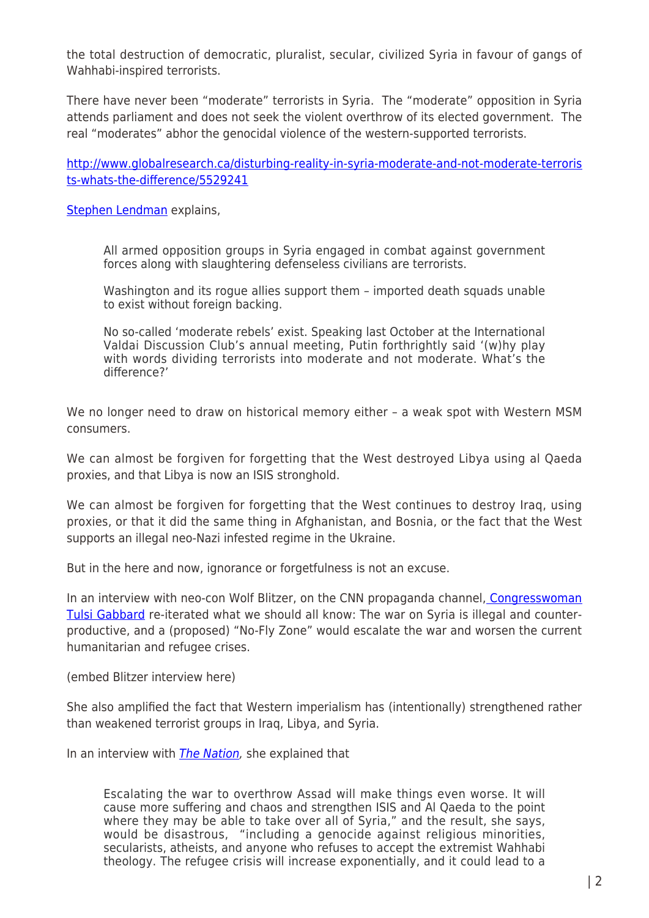the total destruction of democratic, pluralist, secular, civilized Syria in favour of gangs of Wahhabi-inspired terrorists.

There have never been "moderate" terrorists in Syria. The "moderate" opposition in Syria attends parliament and does not seek the violent overthrow of its elected government. The real "moderates" abhor the genocidal violence of the western-supported terrorists.

http://www.globalresearch.ca/disturbing-reality-in-syria-moderate-and-not-moderate-terrorists-whats-the-difference/5529241

Stephen Lendman explains,

> All armed opposition groups in Syria engaged in combat against government forces along with slaughtering defenseless civilians are terrorists.
>
> Washington and its rogue allies support them – imported death squads unable to exist without foreign backing.
>
> No so-called 'moderate rebels' exist. Speaking last October at the International Valdai Discussion Club's annual meeting, Putin forthrightly said '(w)hy play with words dividing terrorists into moderate and not moderate. What's the difference?'

We no longer need to draw on historical memory either – a weak spot with Western MSM consumers.

We can almost be forgiven for forgetting that the West destroyed Libya using al Qaeda proxies, and that Libya is now an ISIS stronghold.

We can almost be forgiven for forgetting that the West continues to destroy Iraq, using proxies, or that it did the same thing in Afghanistan, and Bosnia, or the fact that the West supports an illegal neo-Nazi infested regime in the Ukraine.

But in the here and now, ignorance or forgetfulness is not an excuse.

In an interview with neo-con Wolf Blitzer, on the CNN propaganda channel, Congresswoman Tulsi Gabbard re-iterated what we should all know: The war on Syria is illegal and counter-productive, and a (proposed) "No-Fly Zone" would escalate the war and worsen the current humanitarian and refugee crises.

(embed Blitzer interview here)

She also amplified the fact that Western imperialism has (intentionally) strengthened rather than weakened terrorist groups in Iraq, Libya, and Syria.

In an interview with *The Nation*, she explained that

> Escalating the war to overthrow Assad will make things even worse. It will cause more suffering and chaos and strengthen ISIS and Al Qaeda to the point where they may be able to take over all of Syria," and the result, she says, would be disastrous, "including a genocide against religious minorities, secularists, atheists, and anyone who refuses to accept the extremist Wahhabi theology. The refugee crisis will increase exponentially, and it could lead to a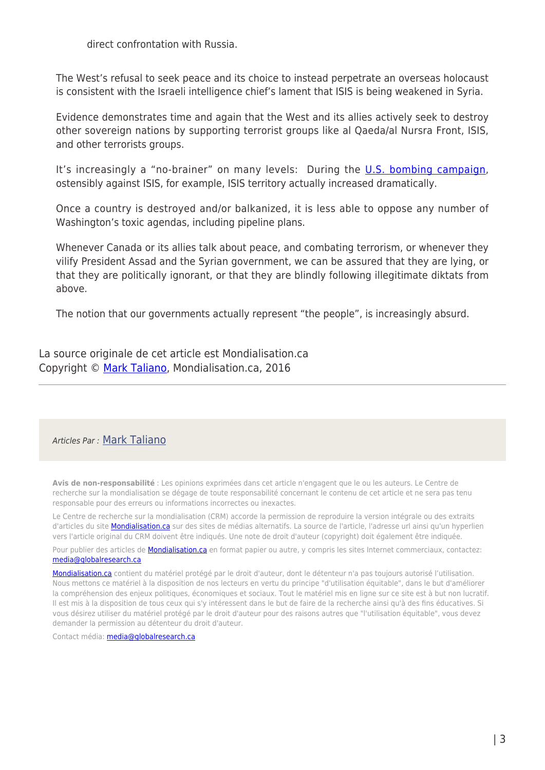direct confrontation with Russia.

The West's refusal to seek peace and its choice to instead perpetrate an overseas holocaust is consistent with the Israeli intelligence chief's lament that ISIS is being weakened in Syria.

Evidence demonstrates time and again that the West and its allies actively seek to destroy other sovereign nations by supporting terrorist groups like al Qaeda/al Nursra Front, ISIS, and other terrorists groups.

It's increasingly a "no-brainer" on many levels: During the U.S. bombing campaign, ostensibly against ISIS, for example, ISIS territory actually increased dramatically.

Once a country is destroyed and/or balkanized, it is less able to oppose any number of Washington's toxic agendas, including pipeline plans.

Whenever Canada or its allies talk about peace, and combating terrorism, or whenever they vilify President Assad and the Syrian government, we can be assured that they are lying, or that they are politically ignorant, or that they are blindly following illegitimate diktats from above.

The notion that our governments actually represent "the people", is increasingly absurd.

La source originale de cet article est Mondialisation.ca
Copyright © Mark Taliano, Mondialisation.ca, 2016

---

*Articles Par :* Mark Taliano

**Avis de non-responsabilité** : Les opinions exprimées dans cet article n'engagent que le ou les auteurs. Le Centre de recherche sur la mondialisation se dégage de toute responsabilité concernant le contenu de cet article et ne sera pas tenu responsable pour des erreurs ou informations incorrectes ou inexactes.

Le Centre de recherche sur la mondialisation (CRM) accorde la permission de reproduire la version intégrale ou des extraits d'articles du site Mondialisation.ca sur des sites de médias alternatifs. La source de l'article, l'adresse url ainsi qu'un hyperlien vers l'article original du CRM doivent être indiqués. Une note de droit d'auteur (copyright) doit également être indiquée.

Pour publier des articles de Mondialisation.ca en format papier ou autre, y compris les sites Internet commerciaux, contactez: media@globalresearch.ca

Mondialisation.ca contient du matériel protégé par le droit d'auteur, dont le détenteur n'a pas toujours autorisé l'utilisation. Nous mettons ce matériel à la disposition de nos lecteurs en vertu du principe "d'utilisation équitable", dans le but d'améliorer la compréhension des enjeux politiques, économiques et sociaux. Tout le matériel mis en ligne sur ce site est à but non lucratif. Il est mis à la disposition de tous ceux qui s'y intéressent dans le but de faire de la recherche ainsi qu'à des fins éducatives. Si vous désirez utiliser du matériel protégé par le droit d'auteur pour des raisons autres que "l'utilisation équitable", vous devez demander la permission au détenteur du droit d'auteur.

Contact média: media@globalresearch.ca